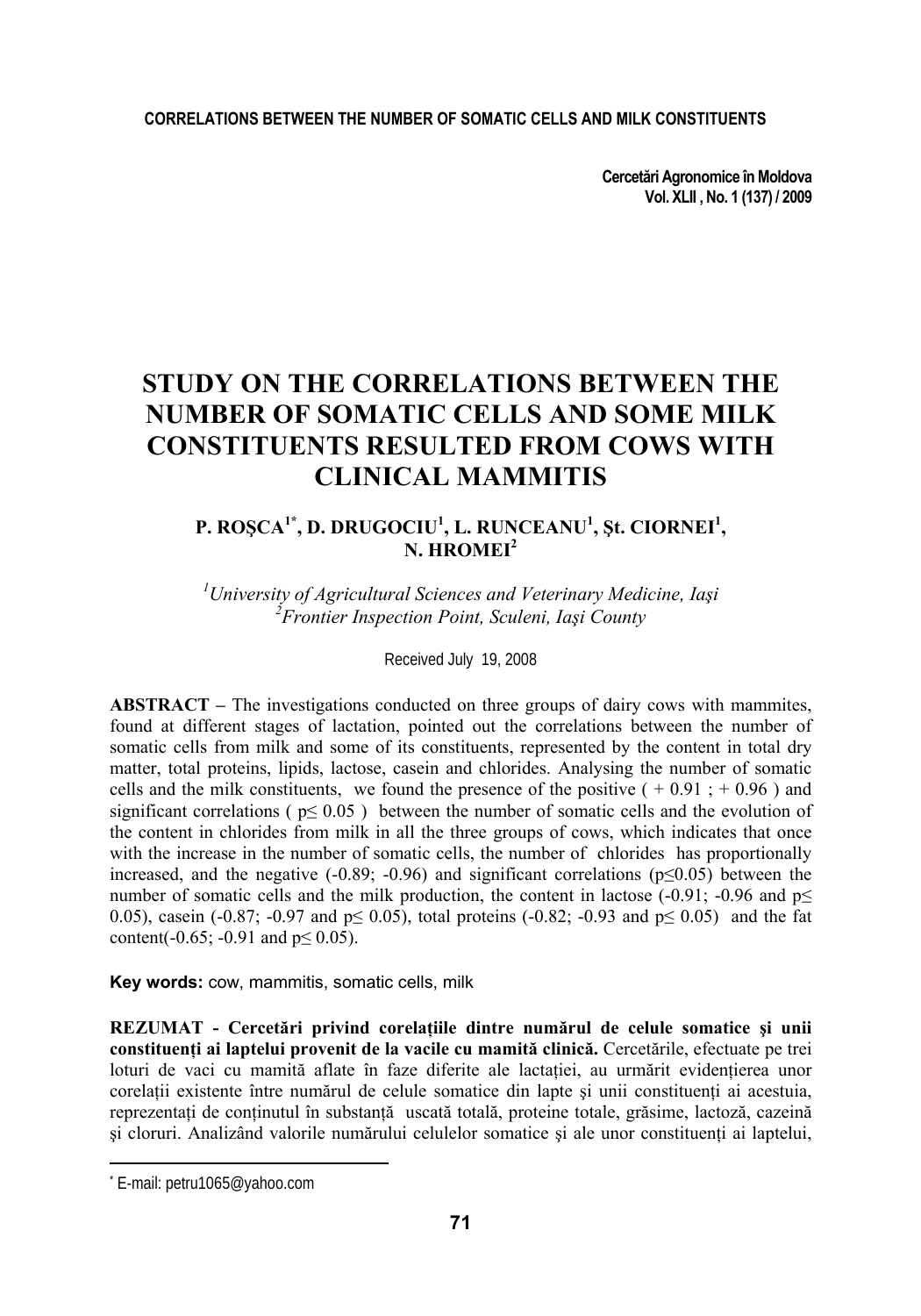# STUDY ON THE CORRELATIONS BETWEEN THE NUMBER OF SOMATIC CELLS AND SOME MILK CONSTITUENTS RESULTED FROM COWS WITH CLINICAL MAMMITIS

**P. ROŞCA[1*], D. DRUGOCIU[1], L. RUNCEANU[1], Şt. CIORNEI[1], N. HROMEI[2]**

*[1]University of Agricultural Sciences and Veterinary Medicine, Iaşi*
*[2]Frontier Inspection Point, Sculeni, Iaşi County*

Received July 19, 2008

**ABSTRACT –** The investigations conducted on three groups of dairy cows with mammites, found at different stages of lactation, pointed out the correlations between the number of somatic cells from milk and some of its constituents, represented by the content in total dry matter, total proteins, lipids, lactose, casein and chlorides. Analysing the number of somatic cells and the milk constituents, we found the presence of the positive ( + 0.91 ; + 0.96 ) and significant correlations ( $p\leq 0.05$ ) between the number of somatic cells and the evolution of the content in chlorides from milk in all the three groups of cows, which indicates that once with the increase in the number of somatic cells, the number of chlorides has proportionally increased, and the negative (-0.89; -0.96) and significant correlations ($p\leq 0.05$) between the number of somatic cells and the milk production, the content in lactose (-0.91; -0.96 and $p\leq 0.05$), casein (-0.87; -0.97 and $p\leq 0.05$), total proteins (-0.82; -0.93 and $p\leq 0.05$) and the fat content(-0.65; -0.91 and $p\leq 0.05$).

**Key words:** cow, mammitis, somatic cells, milk

**REZUMAT - Cercetări privind corelațiile dintre numărul de celule somatice şi unii constituenți ai laptelui provenit de la vacile cu mamită clinică.** Cercetările, efectuate pe trei loturi de vaci cu mamită aflate în faze diferite ale lactației, au urmărit evidențierea unor corelații existente între numărul de celule somatice din lapte şi unii constituenți ai acestuia, reprezentați de conținutul în substanță uscată totală, proteine totale, grăsime, lactoză, cazeină şi cloruri. Analizând valorile numărului celulelor somatice şi ale unor constituenți ai laptelui,

---

[*] E-mail: petru1065@yahoo.com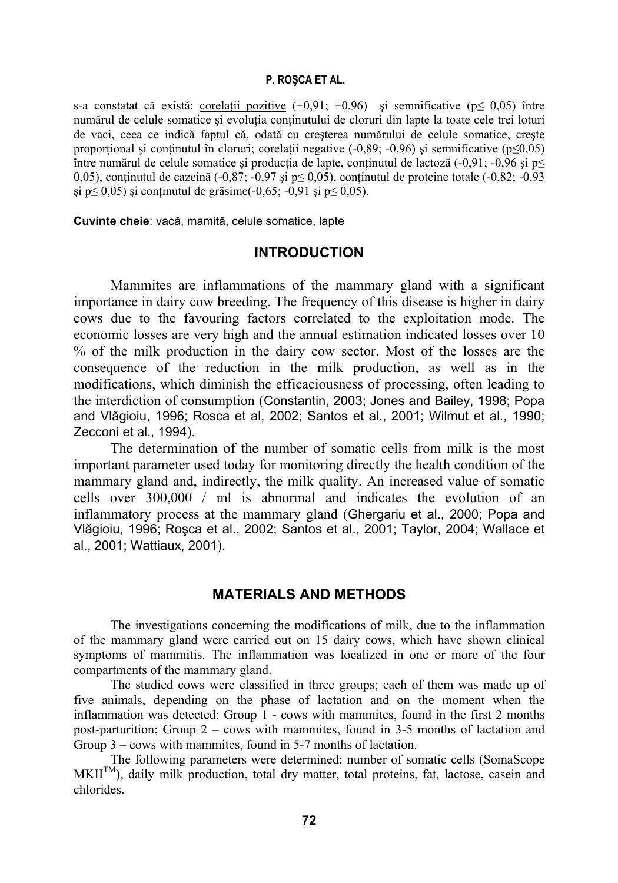s-a constatat că există: <u>corelații pozitive</u> (+0,91; +0,96) și semnificative ($p \leq 0,05$) între numărul de celule somatice și evoluția conținutului de cloruri din lapte la toate cele trei loturi de vaci, ceea ce indică faptul că, odată cu creșterea numărului de celule somatice, crește proporțional și conținutul în cloruri; <u>corelații negative</u> (-0,89; -0,96) și semnificative ($p \leq 0,05$) între numărul de celule somatice și producția de lapte, conținutul de lactoză (-0,91; -0,96 și $p \leq 0,05$), conținutul de cazeină (-0,87; -0,97 și $p \leq 0,05$), conținutul de proteine totale (-0,82; -0,93 și $p \leq 0,05$) și conținutul de grăsime(-0,65; -0,91 și $p \leq 0,05$).

**Cuvinte cheie**: vacă, mamită, celule somatice, lapte

## INTRODUCTION

Mammites are inflammations of the mammary gland with a significant importance in dairy cow breeding. The frequency of this disease is higher in dairy cows due to the favouring factors correlated to the exploitation mode. The economic losses are very high and the annual estimation indicated losses over 10 % of the milk production in the dairy cow sector. Most of the losses are the consequence of the reduction in the milk production, as well as in the modifications, which diminish the efficaciousness of processing, often leading to the interdiction of consumption (Constantin, 2003; Jones and Bailey, 1998; Popa and Vlăgioiu, 1996; Rosca et al, 2002; Santos et al., 2001; Wilmut et al., 1990; Zecconi et al., 1994).

The determination of the number of somatic cells from milk is the most important parameter used today for monitoring directly the health condition of the mammary gland and, indirectly, the milk quality. An increased value of somatic cells over 300,000 / ml is abnormal and indicates the evolution of an inflammatory process at the mammary gland (Ghergariu et al., 2000; Popa and Vlăgioiu, 1996; Roşca et al., 2002; Santos et al., 2001; Taylor, 2004; Wallace et al., 2001; Wattiaux, 2001).

## MATERIALS AND METHODS

The investigations concerning the modifications of milk, due to the inflammation of the mammary gland were carried out on 15 dairy cows, which have shown clinical symptoms of mammitis. The inflammation was localized in one or more of the four compartments of the mammary gland.

The studied cows were classified in three groups; each of them was made up of five animals, depending on the phase of lactation and on the moment when the inflammation was detected: Group 1 - cows with mammites, found in the first 2 months post-parturition; Group 2 – cows with mammites, found in 3-5 months of lactation and Group 3 – cows with mammites, found in 5-7 months of lactation.

The following parameters were determined: number of somatic cells (SomaScope MKII$^{TM}$), daily milk production, total dry matter, total proteins, fat, lactose, casein and chlorides.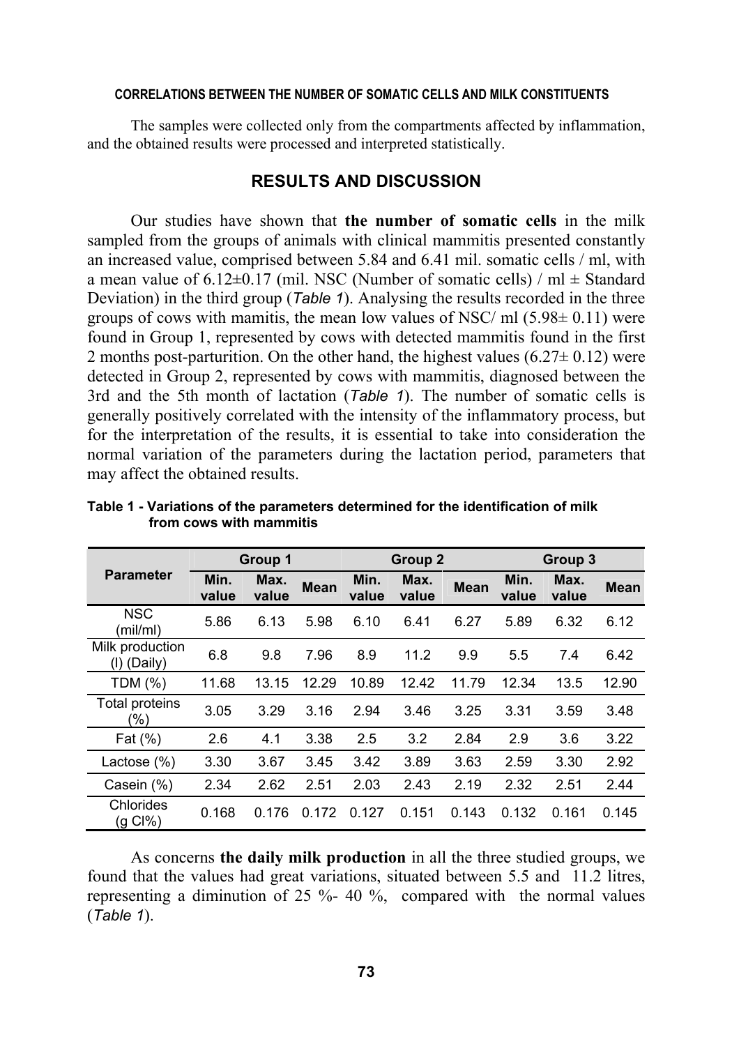The samples were collected only from the compartments affected by inflammation, and the obtained results were processed and interpreted statistically.

## RESULTS AND DISCUSSION

Our studies have shown that **the number of somatic cells** in the milk sampled from the groups of animals with clinical mammitis presented constantly an increased value, comprised between 5.84 and 6.41 mil. somatic cells / ml, with a mean value of 6.12±0.17 (mil. NSC (Number of somatic cells) / ml ± Standard Deviation) in the third group (*Table 1*). Analysing the results recorded in the three groups of cows with mamitis, the mean low values of NSC/ ml (5.98± 0.11) were found in Group 1, represented by cows with detected mammitis found in the first 2 months post-parturition. On the other hand, the highest values (6.27± 0.12) were detected in Group 2, represented by cows with mammitis, diagnosed between the 3rd and the 5th month of lactation (*Table 1*). The number of somatic cells is generally positively correlated with the intensity of the inflammatory process, but for the interpretation of the results, it is essential to take into consideration the normal variation of the parameters during the lactation period, parameters that may affect the obtained results.

**Table 1 - Variations of the parameters determined for the identification of milk from cows with mammitis**

| Parameter | Group 1 | | | Group 2 | | | Group 3 | | |
|---|---|---|---|---|---|---|---|---|---|
| | Min. value | Max. value | Mean | Min. value | Max. value | Mean | Min. value | Max. value | Mean |
| NSC (mil/ml) | 5.86 | 6.13 | 5.98 | 6.10 | 6.41 | 6.27 | 5.89 | 6.32 | 6.12 |
| Milk production (l) (Daily) | 6.8 | 9.8 | 7.96 | 8.9 | 11.2 | 9.9 | 5.5 | 7.4 | 6.42 |
| TDM (%) | 11.68 | 13.15 | 12.29 | 10.89 | 12.42 | 11.79 | 12.34 | 13.5 | 12.90 |
| Total proteins (%) | 3.05 | 3.29 | 3.16 | 2.94 | 3.46 | 3.25 | 3.31 | 3.59 | 3.48 |
| Fat (%) | 2.6 | 4.1 | 3.38 | 2.5 | 3.2 | 2.84 | 2.9 | 3.6 | 3.22 |
| Lactose (%) | 3.30 | 3.67 | 3.45 | 3.42 | 3.89 | 3.63 | 2.59 | 3.30 | 2.92 |
| Casein (%) | 2.34 | 2.62 | 2.51 | 2.03 | 2.43 | 2.19 | 2.32 | 2.51 | 2.44 |
| Chlorides (g Cl%) | 0.168 | 0.176 | 0.172 | 0.127 | 0.151 | 0.143 | 0.132 | 0.161 | 0.145 |

As concerns **the daily milk production** in all the three studied groups, we found that the values had great variations, situated between 5.5 and 11.2 litres, representing a diminution of 25 %- 40 %, compared with the normal values (*Table 1*).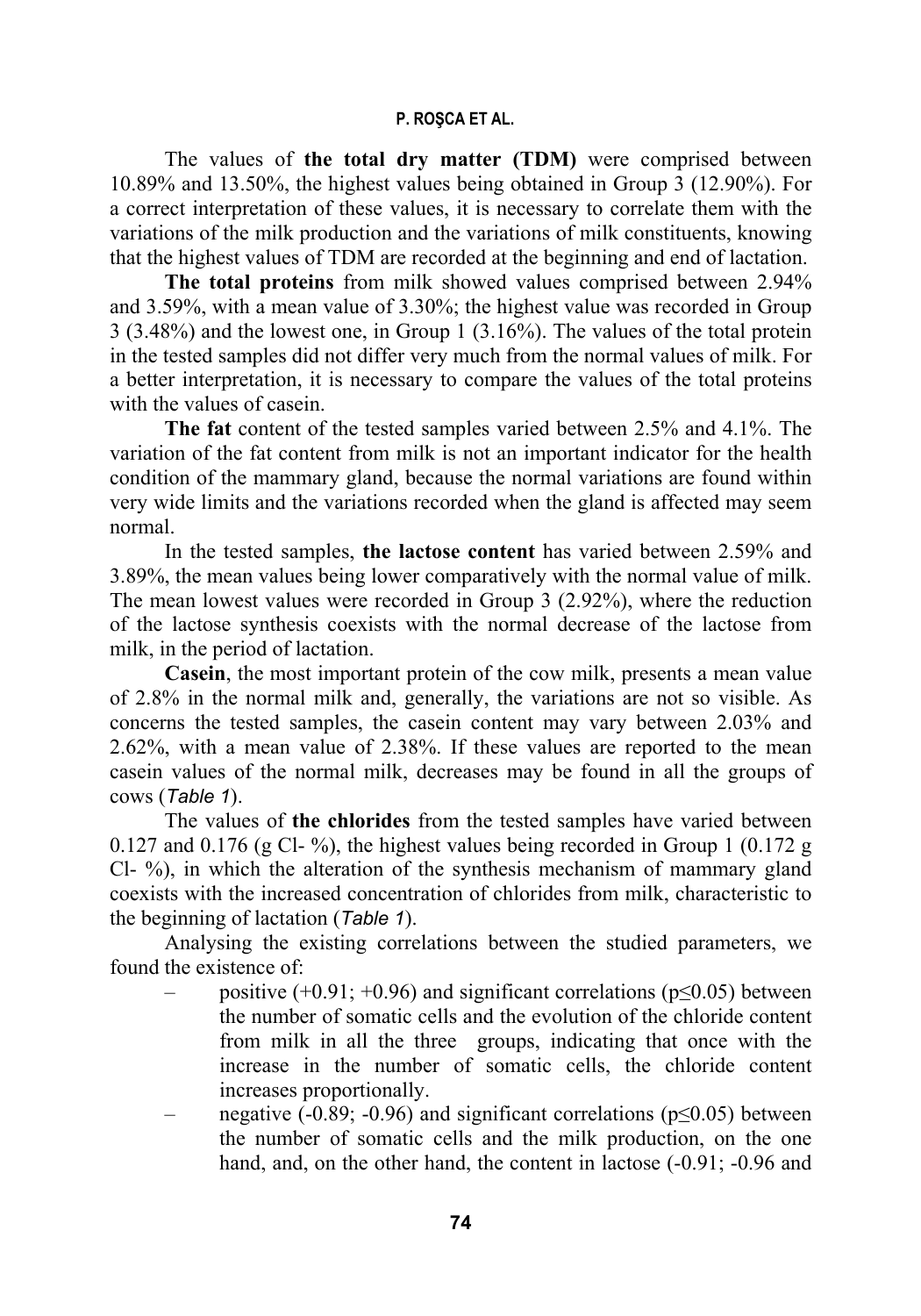The values of **the total dry matter (TDM)** were comprised between 10.89% and 13.50%, the highest values being obtained in Group 3 (12.90%). For a correct interpretation of these values, it is necessary to correlate them with the variations of the milk production and the variations of milk constituents, knowing that the highest values of TDM are recorded at the beginning and end of lactation.

**The total proteins** from milk showed values comprised between 2.94% and 3.59%, with a mean value of 3.30%; the highest value was recorded in Group 3 (3.48%) and the lowest one, in Group 1 (3.16%). The values of the total protein in the tested samples did not differ very much from the normal values of milk. For a better interpretation, it is necessary to compare the values of the total proteins with the values of casein.

**The fat** content of the tested samples varied between 2.5% and 4.1%. The variation of the fat content from milk is not an important indicator for the health condition of the mammary gland, because the normal variations are found within very wide limits and the variations recorded when the gland is affected may seem normal.

In the tested samples, **the lactose content** has varied between 2.59% and 3.89%, the mean values being lower comparatively with the normal value of milk. The mean lowest values were recorded in Group 3 (2.92%), where the reduction of the lactose synthesis coexists with the normal decrease of the lactose from milk, in the period of lactation.

**Casein**, the most important protein of the cow milk, presents a mean value of 2.8% in the normal milk and, generally, the variations are not so visible. As concerns the tested samples, the casein content may vary between 2.03% and 2.62%, with a mean value of 2.38%. If these values are reported to the mean casein values of the normal milk, decreases may be found in all the groups of cows (*Table 1*).

The values of **the chlorides** from the tested samples have varied between 0.127 and 0.176 (g Cl- %), the highest values being recorded in Group 1 (0.172 g Cl- %), in which the alteration of the synthesis mechanism of mammary gland coexists with the increased concentration of chlorides from milk, characteristic to the beginning of lactation (*Table 1*).

Analysing the existing correlations between the studied parameters, we found the existence of:

- positive (+0.91; +0.96) and significant correlations ($p \leq 0.05$) between the number of somatic cells and the evolution of the chloride content from milk in all the three groups, indicating that once with the increase in the number of somatic cells, the chloride content increases proportionally.
- negative (-0.89; -0.96) and significant correlations ($p \leq 0.05$) between the number of somatic cells and the milk production, on the one hand, and, on the other hand, the content in lactose (-0.91; -0.96 and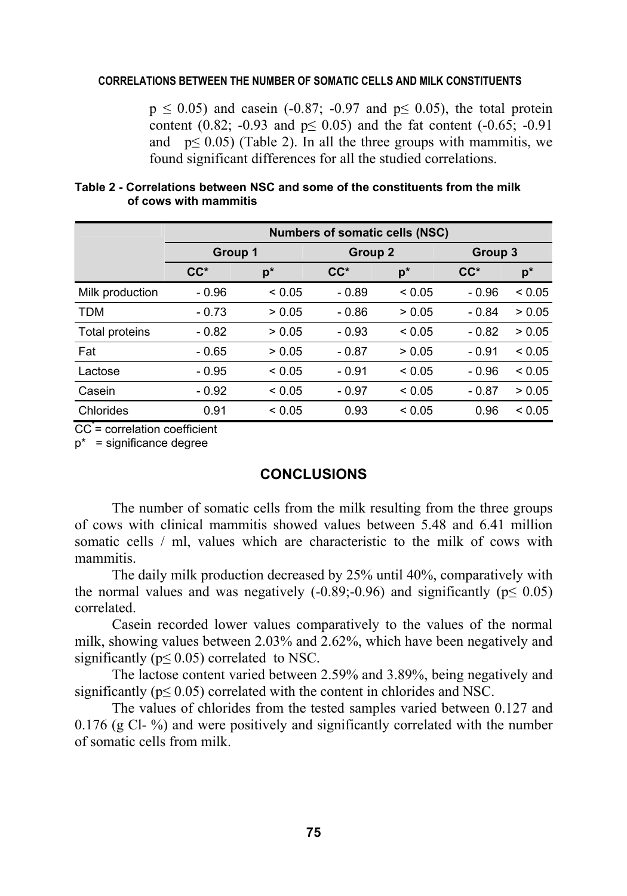$p \leq 0.05$) and casein (-0.87; -0.97 and $p \leq 0.05$), the total protein content (0.82; -0.93 and $p \leq 0.05$) and the fat content (-0.65; -0.91 and $p \leq 0.05$) (Table 2). In all the three groups with mammitis, we found significant differences for all the studied correlations.

**Table 2 - Correlations between NSC and some of the constituents from the milk of cows with mammitis**

| | Numbers of somatic cells (NSC) | | | | | |
|---|---|---|---|---|---|---|
| | Group 1 | | Group 2 | | Group 3 | |
| | CC* | p* | CC* | p* | CC* | p* |
| Milk production | - 0.96 | < 0.05 | - 0.89 | < 0.05 | - 0.96 | < 0.05 |
| TDM | - 0.73 | > 0.05 | - 0.86 | > 0.05 | - 0.84 | > 0.05 |
| Total proteins | - 0.82 | > 0.05 | - 0.93 | < 0.05 | - 0.82 | > 0.05 |
| Fat | - 0.65 | > 0.05 | - 0.87 | > 0.05 | - 0.91 | < 0.05 |
| Lactose | - 0.95 | < 0.05 | - 0.91 | < 0.05 | - 0.96 | < 0.05 |
| Casein | - 0.92 | < 0.05 | - 0.97 | < 0.05 | - 0.87 | > 0.05 |
| Chlorides | 0.91 | < 0.05 | 0.93 | < 0.05 | 0.96 | < 0.05 |

CC* = correlation coefficient
p* = significance degree

## CONCLUSIONS

The number of somatic cells from the milk resulting from the three groups of cows with clinical mammitis showed values between 5.48 and 6.41 million somatic cells / ml, values which are characteristic to the milk of cows with mammitis.

The daily milk production decreased by 25% until 40%, comparatively with the normal values and was negatively (-0.89;-0.96) and significantly ($p \leq 0.05$) correlated.

Casein recorded lower values comparatively to the values of the normal milk, showing values between 2.03% and 2.62%, which have been negatively and significantly ($p \leq 0.05$) correlated to NSC.

The lactose content varied between 2.59% and 3.89%, being negatively and significantly ($p \leq 0.05$) correlated with the content in chlorides and NSC.

The values of chlorides from the tested samples varied between 0.127 and 0.176 (g $Cl^-$ %) and were positively and significantly correlated with the number of somatic cells from milk.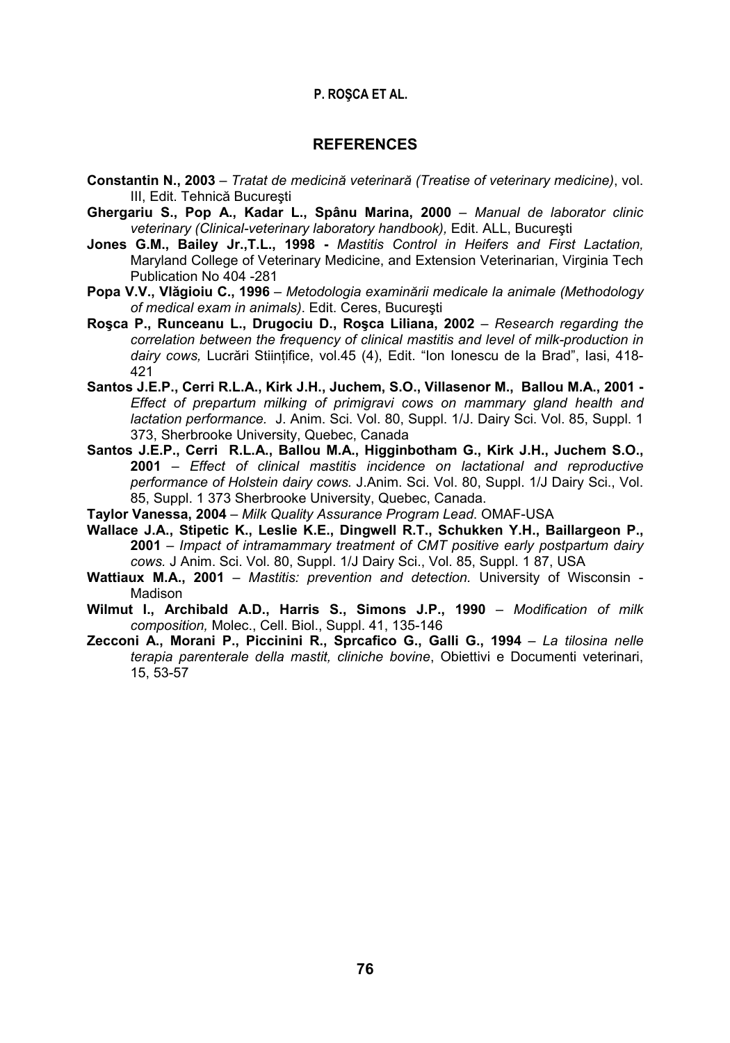## REFERENCES

**Constantin N., 2003** – *Tratat de medicină veterinară (Treatise of veterinary medicine)*, vol. III, Edit. Tehnică Bucureşti

**Ghergariu S., Pop A., Kadar L., Spânu Marina, 2000** – *Manual de laborator clinic veterinary (Clinical-veterinary laboratory handbook),* Edit. ALL, Bucureşti

**Jones G.M., Bailey Jr.,T.L., 1998 -** *Mastitis Control in Heifers and First Lactation,* Maryland College of Veterinary Medicine, and Extension Veterinarian, Virginia Tech Publication No 404 -281

**Popa V.V., Vlăgioiu C., 1996** – *Metodologia examinării medicale la animale (Methodology of medical exam in animals)*. Edit. Ceres, Bucureşti

**Roşca P., Runceanu L., Drugociu D., Roşca Liliana, 2002** – *Research regarding the correlation between the frequency of clinical mastitis and level of milk-production in dairy cows,* Lucrări Stiințifice, vol.45 (4), Edit. "Ion Ionescu de la Brad", Iasi, 418-421

**Santos J.E.P., Cerri R.L.A., Kirk J.H., Juchem, S.O., Villasenor M., Ballou M.A., 2001 -** *Effect of prepartum milking of primigravi cows on mammary gland health and lactation performance.* J. Anim. Sci. Vol. 80, Suppl. 1/J. Dairy Sci. Vol. 85, Suppl. 1 373, Sherbrooke University, Quebec, Canada

**Santos J.E.P., Cerri R.L.A., Ballou M.A., Higginbotham G., Kirk J.H., Juchem S.O., 2001** – *Effect of clinical mastitis incidence on lactational and reproductive performance of Holstein dairy cows.* J.Anim. Sci. Vol. 80, Suppl. 1/J Dairy Sci., Vol. 85, Suppl. 1 373 Sherbrooke University, Quebec, Canada.

**Taylor Vanessa, 2004** – *Milk Quality Assurance Program Lead*. OMAF-USA

**Wallace J.A., Stipetic K., Leslie K.E., Dingwell R.T., Schukken Y.H., Baillargeon P., 2001** – *Impact of intramammary treatment of CMT positive early postpartum dairy cows.* J Anim. Sci. Vol. 80, Suppl. 1/J Dairy Sci., Vol. 85, Suppl. 1 87, USA

**Wattiaux M.A., 2001** – *Mastitis: prevention and detection.* University of Wisconsin - Madison

**Wilmut I., Archibald A.D., Harris S., Simons J.P., 1990** – *Modification of milk composition,* Molec., Cell. Biol., Suppl. 41, 135-146

**Zecconi A., Morani P., Piccinini R., Sprcafico G., Galli G., 1994** – *La tilosina nelle terapia parenterale della mastit, cliniche bovine*, Obiettivi e Documenti veterinari, 15, 53-57